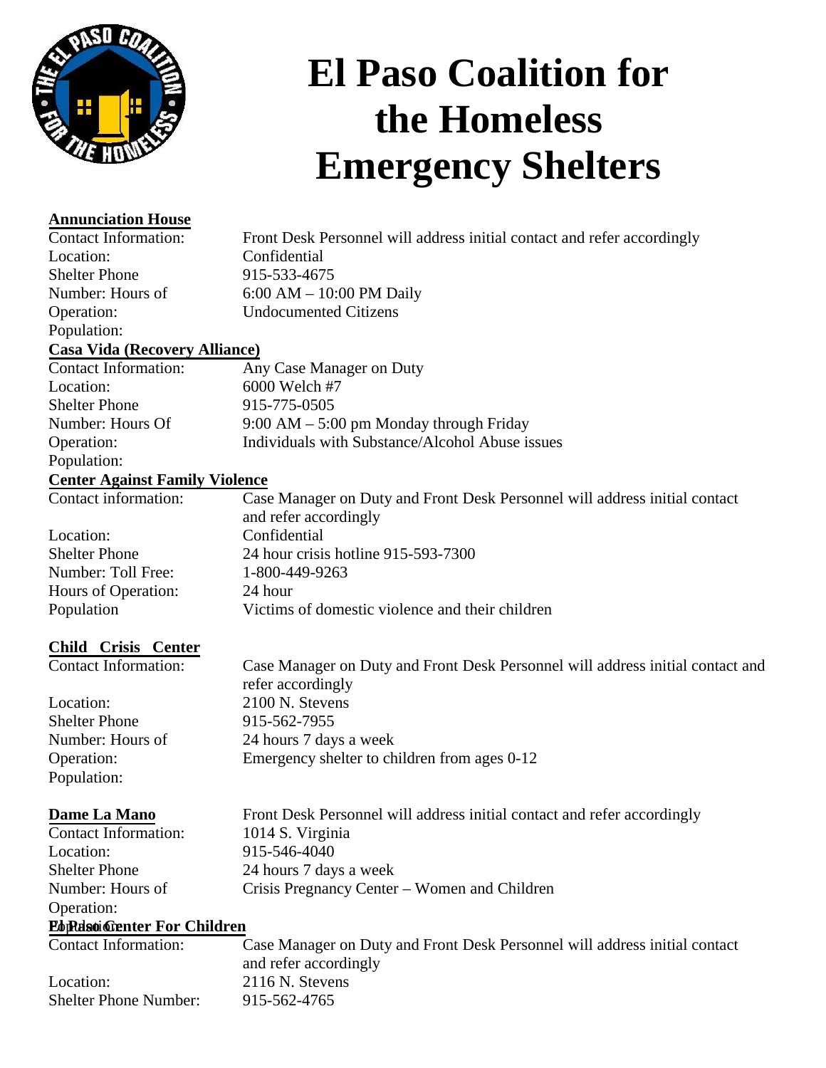# El Paso Coalition for the Homeless Emergency Shelters

**Annunciation House**

Contact Information: Front Desk Personnel will address initial contact and refer accordingly
Location: Confidential
Shelter Phone Number: 915-533-4675
Hours of Operation: 6:00 AM – 10:00 PM Daily
Population: Undocumented Citizens

**Casa Vida (Recovery Alliance)**

Contact Information: Any Case Manager on Duty
Location: 6000 Welch #7
Shelter Phone Number: 915-775-0505
Hours Of Operation: 9:00 AM – 5:00 pm Monday through Friday
Population: Individuals with Substance/Alcohol Abuse issues

**Center Against Family Violence**

Contact information: Case Manager on Duty and Front Desk Personnel will address initial contact and refer accordingly
Location: Confidential
Shelter Phone Number: 24 hour crisis hotline 915-593-7300
Toll Free: 1-800-449-9263
Hours of Operation: 24 hour
Population: Victims of domestic violence and their children

**Child Crisis Center**

Contact Information: Case Manager on Duty and Front Desk Personnel will address initial contact and refer accordingly
Location: 2100 N. Stevens
Shelter Phone Number: 915-562-7955
Hours of Operation: 24 hours 7 days a week
Population: Emergency shelter to children from ages 0-12

**Dame La Mano**

Contact Information: Front Desk Personnel will address initial contact and refer accordingly
Location: 1014 S. Virginia
Shelter Phone Number: 915-546-4040
Hours of Operation: 24 hours 7 days a week
Population: Crisis Pregnancy Center – Women and Children

**El Paso Center For Children**

Contact Information: Case Manager on Duty and Front Desk Personnel will address initial contact and refer accordingly
Location: 2116 N. Stevens
Shelter Phone Number: 915-562-4765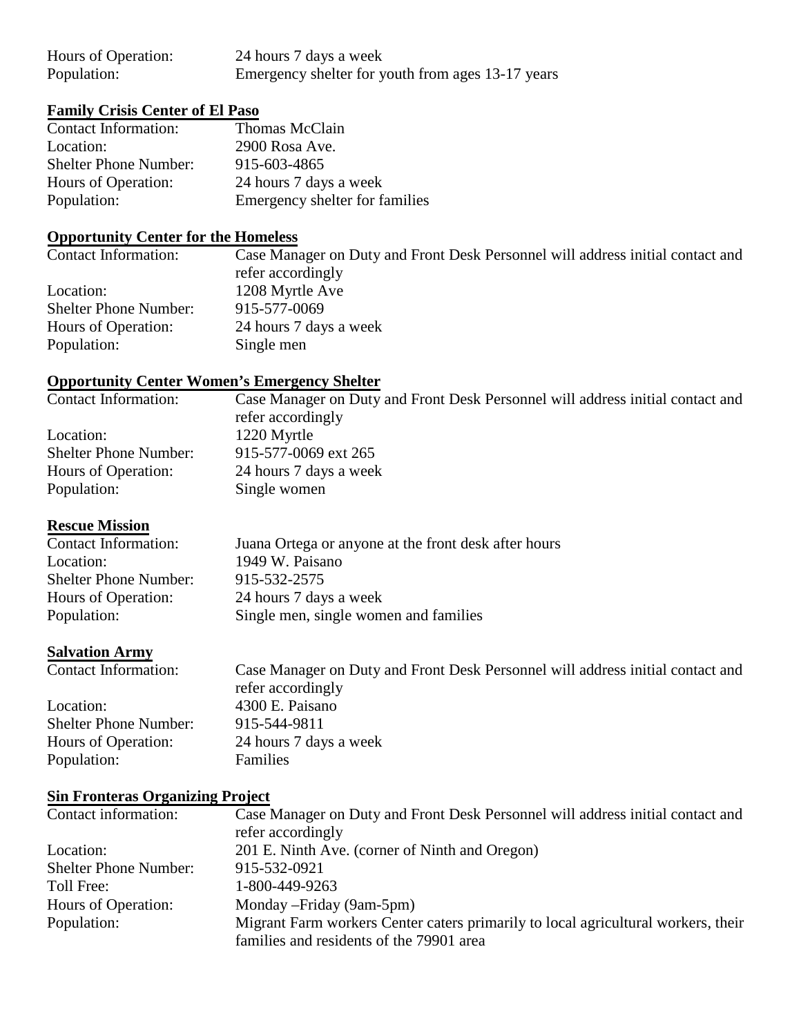| | |
|---|---|
| Hours of Operation: | 24 hours 7 days a week |
| Population: | Emergency shelter for youth from ages 13-17 years |

**Family Crisis Center of El Paso**

| | |
|---|---|
| Contact Information: | Thomas McClain |
| Location: | 2900 Rosa Ave. |
| Shelter Phone Number: | 915-603-4865 |
| Hours of Operation: | 24 hours 7 days a week |
| Population: | Emergency shelter for families |

**Opportunity Center for the Homeless**

| | |
|---|---|
| Contact Information: | Case Manager on Duty and Front Desk Personnel will address initial contact and refer accordingly |
| Location: | 1208 Myrtle Ave |
| Shelter Phone Number: | 915-577-0069 |
| Hours of Operation: | 24 hours 7 days a week |
| Population: | Single men |

**Opportunity Center Women's Emergency Shelter**

| | |
|---|---|
| Contact Information: | Case Manager on Duty and Front Desk Personnel will address initial contact and refer accordingly |
| Location: | 1220 Myrtle |
| Shelter Phone Number: | 915-577-0069 ext 265 |
| Hours of Operation: | 24 hours 7 days a week |
| Population: | Single women |

**Rescue Mission**

| | |
|---|---|
| Contact Information: | Juana Ortega or anyone at the front desk after hours |
| Location: | 1949 W. Paisano |
| Shelter Phone Number: | 915-532-2575 |
| Hours of Operation: | 24 hours 7 days a week |
| Population: | Single men, single women and families |

**Salvation Army**

| | |
|---|---|
| Contact Information: | Case Manager on Duty and Front Desk Personnel will address initial contact and refer accordingly |
| Location: | 4300 E. Paisano |
| Shelter Phone Number: | 915-544-9811 |
| Hours of Operation: | 24 hours 7 days a week |
| Population: | Families |

**Sin Fronteras Organizing Project**

| | |
|---|---|
| Contact information: | Case Manager on Duty and Front Desk Personnel will address initial contact and refer accordingly |
| Location: | 201 E. Ninth Ave. (corner of Ninth and Oregon) |
| Shelter Phone Number: | 915-532-0921 |
| Toll Free: | 1-800-449-9263 |
| Hours of Operation: | Monday –Friday (9am-5pm) |
| Population: | Migrant Farm workers Center caters primarily to local agricultural workers, their families and residents of the 79901 area |